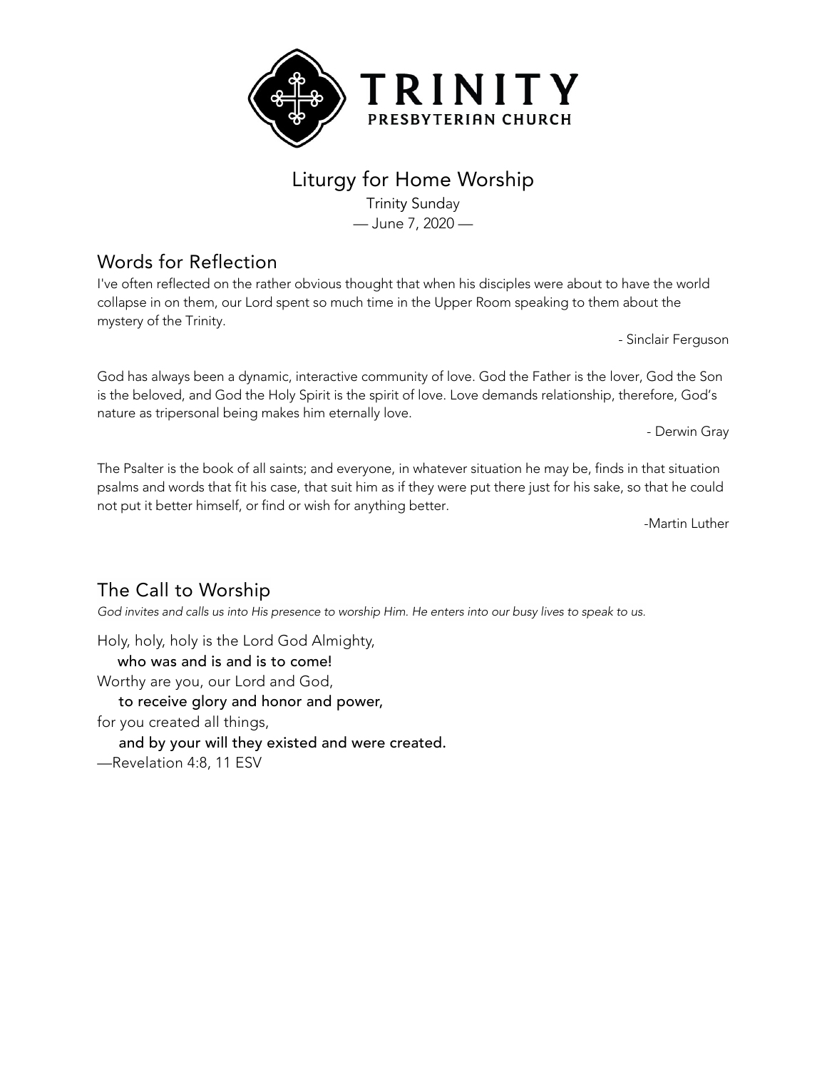# TRINITY
PRESBYTERIAN CHURCH

## Liturgy for Home Worship

Trinity Sunday

— June 7, 2020 —

## Words for Reflection

I've often reflected on the rather obvious thought that when his disciples were about to have the world collapse in on them, our Lord spent so much time in the Upper Room speaking to them about the mystery of the Trinity.

- Sinclair Ferguson

God has always been a dynamic, interactive community of love. God the Father is the lover, God the Son is the beloved, and God the Holy Spirit is the spirit of love. Love demands relationship, therefore, God's nature as tripersonal being makes him eternally love.

- Derwin Gray

The Psalter is the book of all saints; and everyone, in whatever situation he may be, finds in that situation psalms and words that fit his case, that suit him as if they were put there just for his sake, so that he could not put it better himself, or find or wish for anything better.

-Martin Luther

## The Call to Worship

*God invites and calls us into His presence to worship Him. He enters into our busy lives to speak to us.*

Holy, holy, holy is the Lord God Almighty,
**who was and is and is to come!**
Worthy are you, our Lord and God,
**to receive glory and honor and power,**
for you created all things,
**and by your will they existed and were created.**
—Revelation 4:8, 11 ESV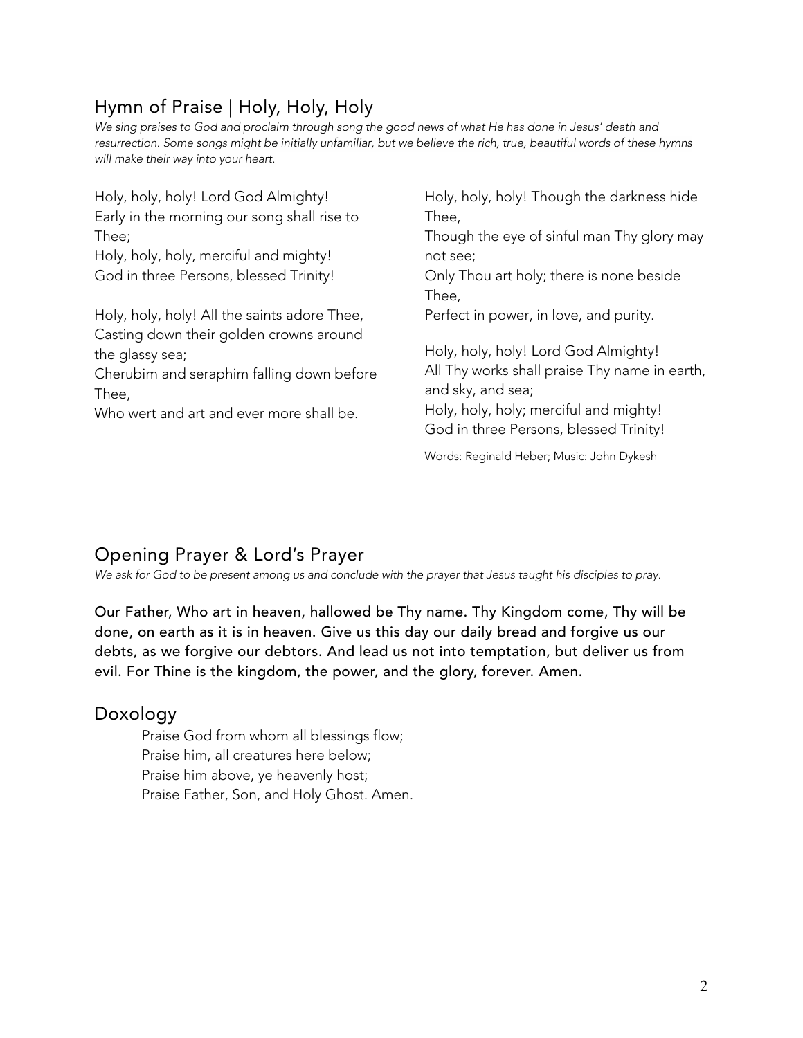## Hymn of Praise | Holy, Holy, Holy

*We sing praises to God and proclaim through song the good news of what He has done in Jesus' death and resurrection. Some songs might be initially unfamiliar, but we believe the rich, true, beautiful words of these hymns will make their way into your heart.*

Holy, holy, holy! Lord God Almighty!
Early in the morning our song shall rise to Thee;
Holy, holy, holy, merciful and mighty!
God in three Persons, blessed Trinity!

Holy, holy, holy! All the saints adore Thee,
Casting down their golden crowns around the glassy sea;
Cherubim and seraphim falling down before Thee,
Who wert and art and ever more shall be.

Holy, holy, holy! Though the darkness hide Thee,
Though the eye of sinful man Thy glory may not see;
Only Thou art holy; there is none beside Thee,
Perfect in power, in love, and purity.

Holy, holy, holy! Lord God Almighty!
All Thy works shall praise Thy name in earth, and sky, and sea;
Holy, holy, holy; merciful and mighty!
God in three Persons, blessed Trinity!

Words: Reginald Heber; Music: John Dykesh

## Opening Prayer & Lord's Prayer

*We ask for God to be present among us and conclude with the prayer that Jesus taught his disciples to pray.*

**Our Father, Who art in heaven, hallowed be Thy name. Thy Kingdom come, Thy will be done, on earth as it is in heaven. Give us this day our daily bread and forgive us our debts, as we forgive our debtors. And lead us not into temptation, but deliver us from evil. For Thine is the kingdom, the power, and the glory, forever. Amen.**

## Doxology

Praise God from whom all blessings flow;
Praise him, all creatures here below;
Praise him above, ye heavenly host;
Praise Father, Son, and Holy Ghost. Amen.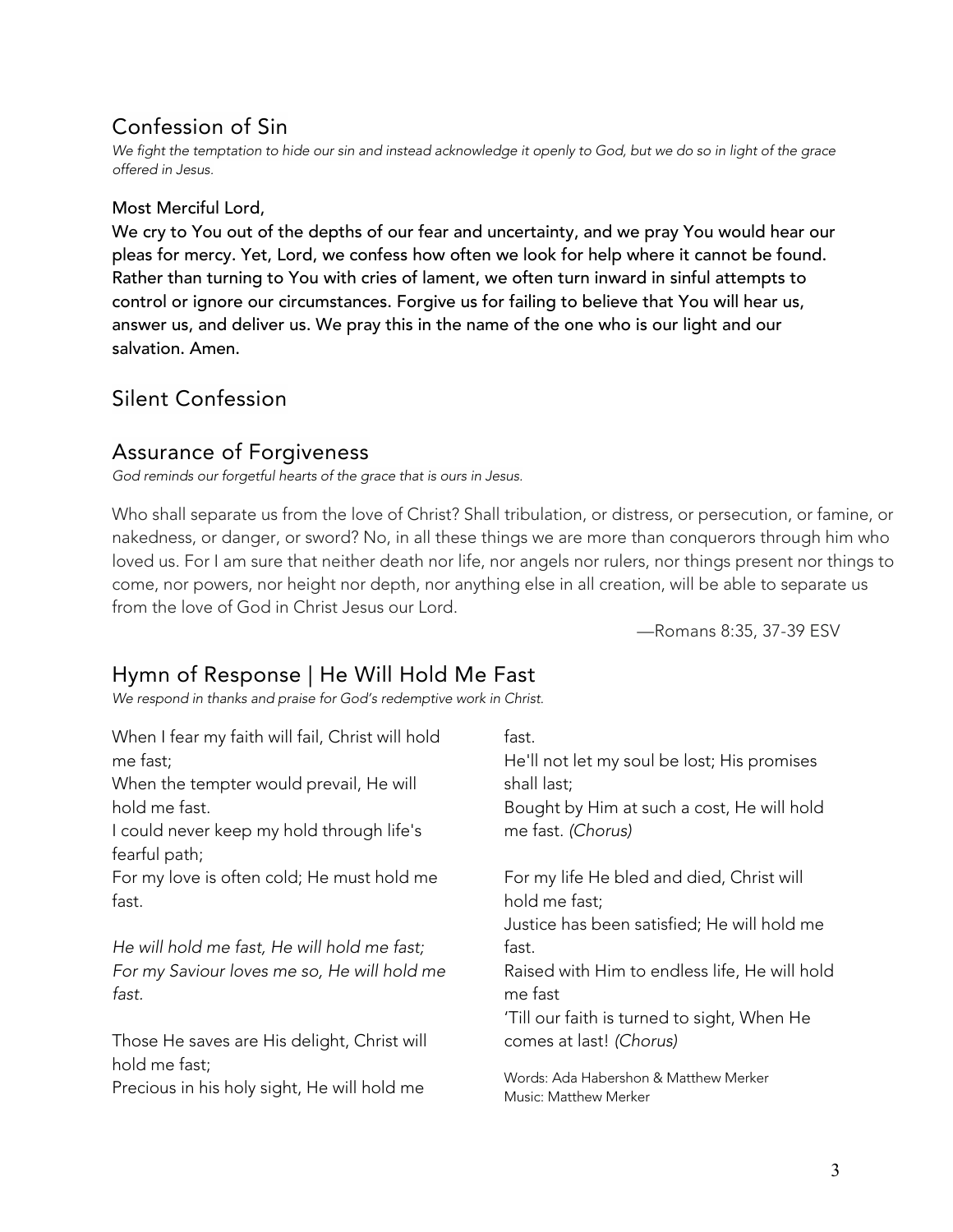## Confession of Sin

*We fight the temptation to hide our sin and instead acknowledge it openly to God, but we do so in light of the grace offered in Jesus.*

**Most Merciful Lord,**

**We cry to You out of the depths of our fear and uncertainty, and we pray You would hear our pleas for mercy. Yet, Lord, we confess how often we look for help where it cannot be found. Rather than turning to You with cries of lament, we often turn inward in sinful attempts to control or ignore our circumstances. Forgive us for failing to believe that You will hear us, answer us, and deliver us. We pray this in the name of the one who is our light and our salvation. Amen.**

## Silent Confession

## Assurance of Forgiveness

*God reminds our forgetful hearts of the grace that is ours in Jesus.*

Who shall separate us from the love of Christ? Shall tribulation, or distress, or persecution, or famine, or nakedness, or danger, or sword? No, in all these things we are more than conquerors through him who loved us. For I am sure that neither death nor life, nor angels nor rulers, nor things present nor things to come, nor powers, nor height nor depth, nor anything else in all creation, will be able to separate us from the love of God in Christ Jesus our Lord.

—Romans 8:35, 37-39 ESV

## Hymn of Response | He Will Hold Me Fast

*We respond in thanks and praise for God's redemptive work in Christ.*

When I fear my faith will fail, Christ will hold me fast;
When the tempter would prevail, He will hold me fast.
I could never keep my hold through life's fearful path;
For my love is often cold; He must hold me fast.

*He will hold me fast, He will hold me fast;*
*For my Saviour loves me so, He will hold me fast.*

Those He saves are His delight, Christ will hold me fast;
Precious in his holy sight, He will hold me fast.
He'll not let my soul be lost; His promises shall last;
Bought by Him at such a cost, He will hold me fast. *(Chorus)*

For my life He bled and died, Christ will hold me fast;
Justice has been satisfied; He will hold me fast.
Raised with Him to endless life, He will hold me fast
'Till our faith is turned to sight, When He comes at last! *(Chorus)*

Words: Ada Habershon & Matthew Merker
Music: Matthew Merker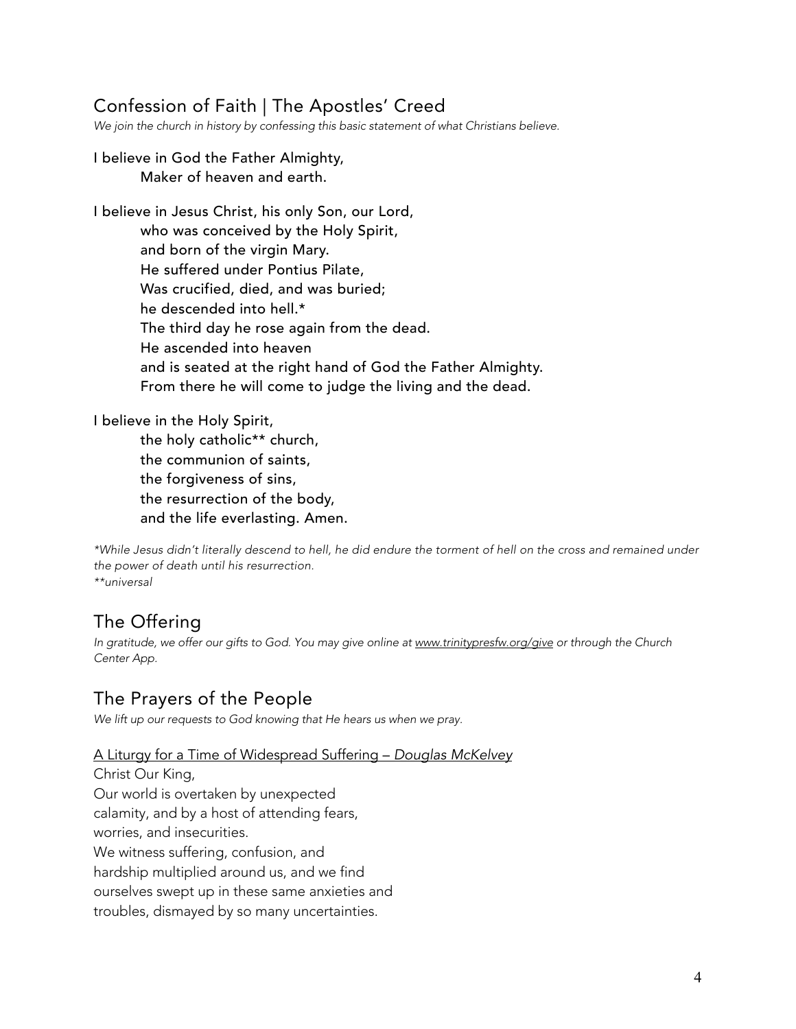## Confession of Faith | The Apostles' Creed

*We join the church in history by confessing this basic statement of what Christians believe.*

I believe in God the Father Almighty,
    Maker of heaven and earth.

I believe in Jesus Christ, his only Son, our Lord,
    who was conceived by the Holy Spirit,
    and born of the virgin Mary.
    He suffered under Pontius Pilate,
    Was crucified, died, and was buried;
    he descended into hell.*
    The third day he rose again from the dead.
    He ascended into heaven
    and is seated at the right hand of God the Father Almighty.
    From there he will come to judge the living and the dead.

I believe in the Holy Spirit,
    the holy catholic** church,
    the communion of saints,
    the forgiveness of sins,
    the resurrection of the body,
    and the life everlasting. Amen.

*\*While Jesus didn't literally descend to hell, he did endure the torment of hell on the cross and remained under the power of death until his resurrection.*
*\*\*universal*

## The Offering

*In gratitude, we offer our gifts to God. You may give online at www.trinitypresfw.org/give or through the Church Center App.*

## The Prayers of the People

*We lift up our requests to God knowing that He hears us when we pray.*

A Liturgy for a Time of Widespread Suffering – *Douglas McKelvey*

Christ Our King,
Our world is overtaken by unexpected
calamity, and by a host of attending fears,
worries, and insecurities.
We witness suffering, confusion, and
hardship multiplied around us, and we find
ourselves swept up in these same anxieties and
troubles, dismayed by so many uncertainties.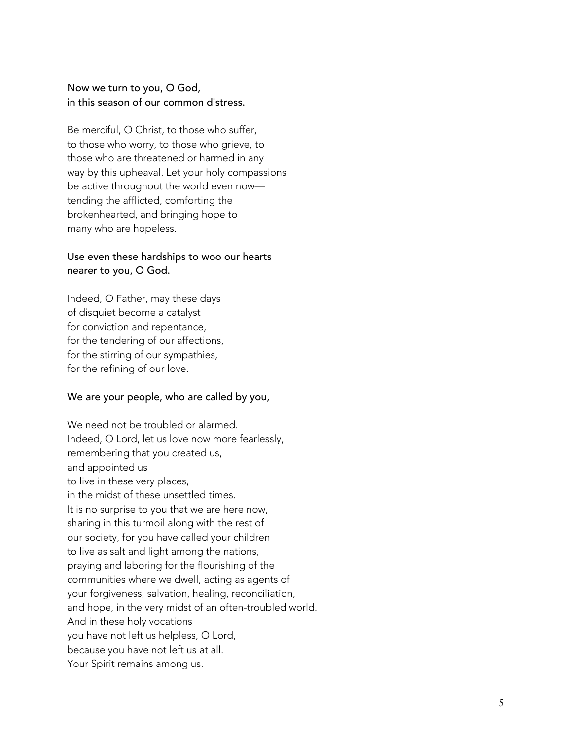Now we turn to you, O God,
in this season of our common distress.

Be merciful, O Christ, to those who suffer,
to those who worry, to those who grieve, to
those who are threatened or harmed in any
way by this upheaval. Let your holy compassions
be active throughout the world even now—
tending the afflicted, comforting the
brokenhearted, and bringing hope to
many who are hopeless.

Use even these hardships to woo our hearts
nearer to you, O God.

Indeed, O Father, may these days
of disquiet become a catalyst
for conviction and repentance,
for the tendering of our affections,
for the stirring of our sympathies,
for the refining of our love.

We are your people, who are called by you,

We need not be troubled or alarmed.
Indeed, O Lord, let us love now more fearlessly,
remembering that you created us,
and appointed us
to live in these very places,
in the midst of these unsettled times.
It is no surprise to you that we are here now,
sharing in this turmoil along with the rest of
our society, for you have called your children
to live as salt and light among the nations,
praying and laboring for the flourishing of the
communities where we dwell, acting as agents of
your forgiveness, salvation, healing, reconciliation,
and hope, in the very midst of an often-troubled world.
And in these holy vocations
you have not left us helpless, O Lord,
because you have not left us at all.
Your Spirit remains among us.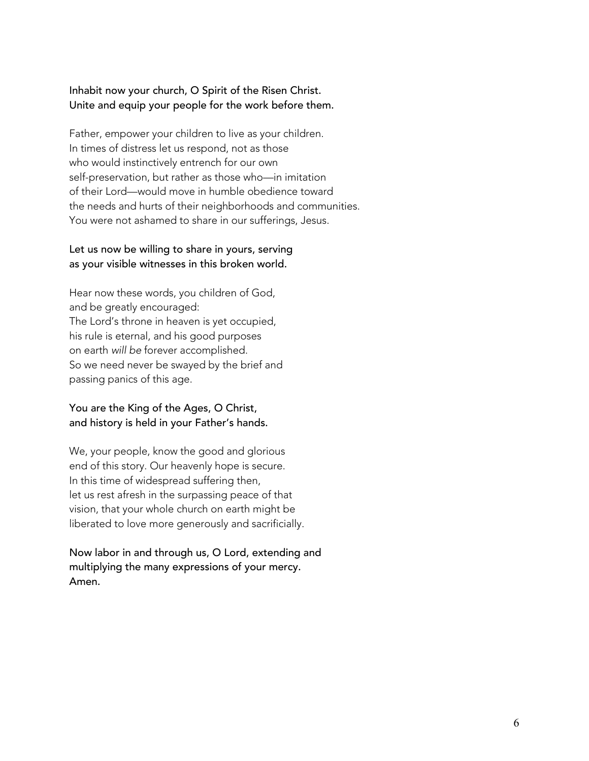**Inhabit now your church, O Spirit of the Risen Christ.**
**Unite and equip your people for the work before them.**

Father, empower your children to live as your children.
In times of distress let us respond, not as those
who would instinctively entrench for our own
self-preservation, but rather as those who—in imitation
of their Lord—would move in humble obedience toward
the needs and hurts of their neighborhoods and communities.
You were not ashamed to share in our sufferings, Jesus.

**Let us now be willing to share in yours, serving**
**as your visible witnesses in this broken world.**

Hear now these words, you children of God,
and be greatly encouraged:
The Lord's throne in heaven is yet occupied,
his rule is eternal, and his good purposes
on earth *will be* forever accomplished.
So we need never be swayed by the brief and
passing panics of this age.

**You are the King of the Ages, O Christ,**
**and history is held in your Father's hands.**

We, your people, know the good and glorious
end of this story. Our heavenly hope is secure.
In this time of widespread suffering then,
let us rest afresh in the surpassing peace of that
vision, that your whole church on earth might be
liberated to love more generously and sacrificially.

**Now labor in and through us, O Lord, extending and**
**multiplying the many expressions of your mercy.**
**Amen.**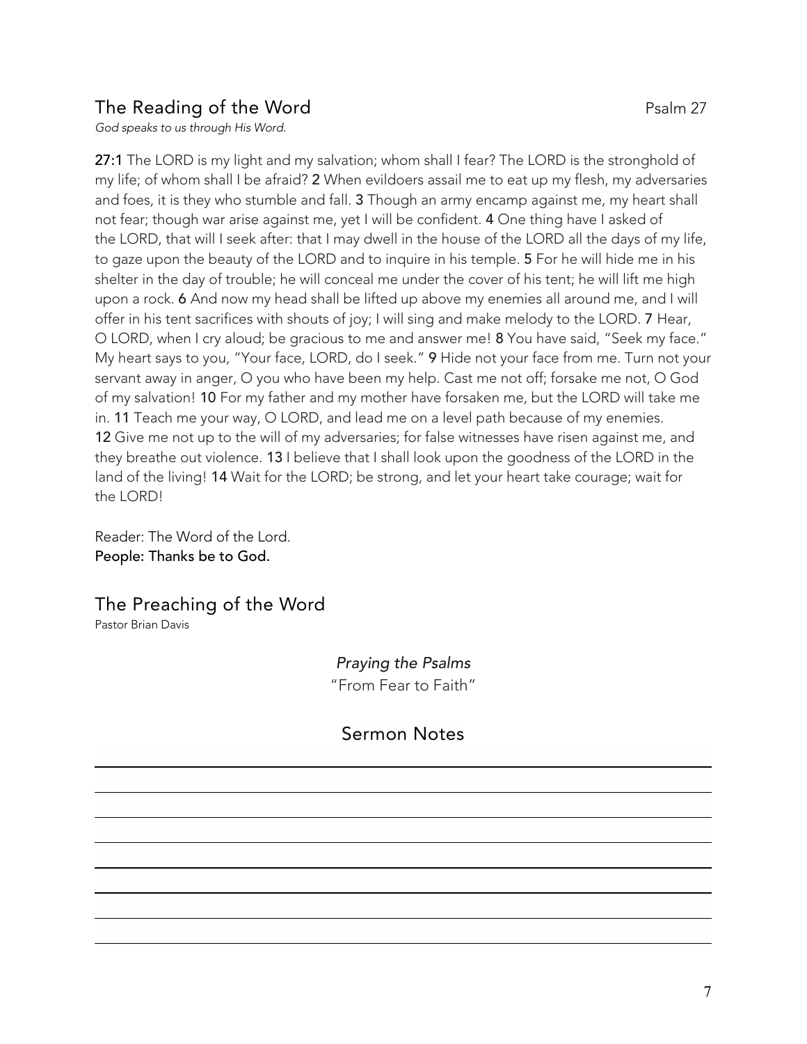## The Reading of the Word

Psalm 27

*God speaks to us through His Word.*

**27:1** The LORD is my light and my salvation; whom shall I fear? The LORD is the stronghold of my life; of whom shall I be afraid? **2** When evildoers assail me to eat up my flesh, my adversaries and foes, it is they who stumble and fall. **3** Though an army encamp against me, my heart shall not fear; though war arise against me, yet I will be confident. **4** One thing have I asked of the LORD, that will I seek after: that I may dwell in the house of the LORD all the days of my life, to gaze upon the beauty of the LORD and to inquire in his temple. **5** For he will hide me in his shelter in the day of trouble; he will conceal me under the cover of his tent; he will lift me high upon a rock. **6** And now my head shall be lifted up above my enemies all around me, and I will offer in his tent sacrifices with shouts of joy; I will sing and make melody to the LORD. **7** Hear, O LORD, when I cry aloud; be gracious to me and answer me! **8** You have said, "Seek my face." My heart says to you, "Your face, LORD, do I seek." **9** Hide not your face from me. Turn not your servant away in anger, O you who have been my help. Cast me not off; forsake me not, O God of my salvation! **10** For my father and my mother have forsaken me, but the LORD will take me in. **11** Teach me your way, O LORD, and lead me on a level path because of my enemies. **12** Give me not up to the will of my adversaries; for false witnesses have risen against me, and they breathe out violence. **13** I believe that I shall look upon the goodness of the LORD in the land of the living! **14** Wait for the LORD; be strong, and let your heart take courage; wait for the LORD!

Reader: The Word of the Lord.
**People: Thanks be to God.**

## The Preaching of the Word

Pastor Brian Davis

*Praying the Psalms*
"From Fear to Faith"

### Sermon Notes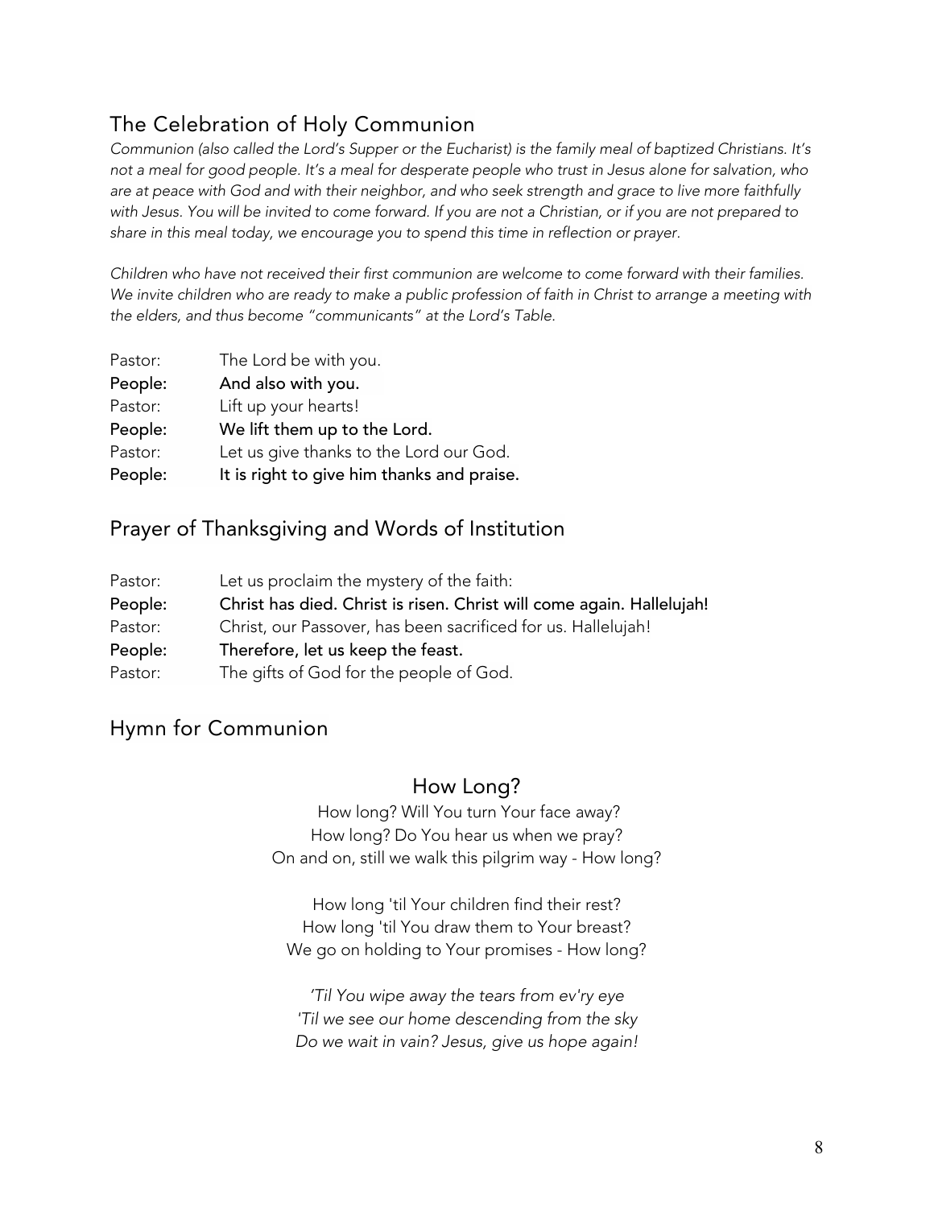## The Celebration of Holy Communion

*Communion (also called the Lord's Supper or the Eucharist) is the family meal of baptized Christians. It's not a meal for good people. It's a meal for desperate people who trust in Jesus alone for salvation, who are at peace with God and with their neighbor, and who seek strength and grace to live more faithfully with Jesus. You will be invited to come forward. If you are not a Christian, or if you are not prepared to share in this meal today, we encourage you to spend this time in reflection or prayer.*

*Children who have not received their first communion are welcome to come forward with their families. We invite children who are ready to make a public profession of faith in Christ to arrange a meeting with the elders, and thus become "communicants" at the Lord's Table.*

Pastor: The Lord be with you.
**People: And also with you.**
Pastor: Lift up your hearts!
**People: We lift them up to the Lord.**
Pastor: Let us give thanks to the Lord our God.
**People: It is right to give him thanks and praise.**

## Prayer of Thanksgiving and Words of Institution

Pastor: Let us proclaim the mystery of the faith:
**People: Christ has died. Christ is risen. Christ will come again. Hallelujah!**
Pastor: Christ, our Passover, has been sacrificed for us. Hallelujah!
**People: Therefore, let us keep the feast.**
Pastor: The gifts of God for the people of God.

## Hymn for Communion

### How Long?

How long? Will You turn Your face away?
How long? Do You hear us when we pray?
On and on, still we walk this pilgrim way - How long?

How long 'til Your children find their rest?
How long 'til You draw them to Your breast?
We go on holding to Your promises - How long?

*'Til You wipe away the tears from ev'ry eye*
*'Til we see our home descending from the sky*
*Do we wait in vain? Jesus, give us hope again!*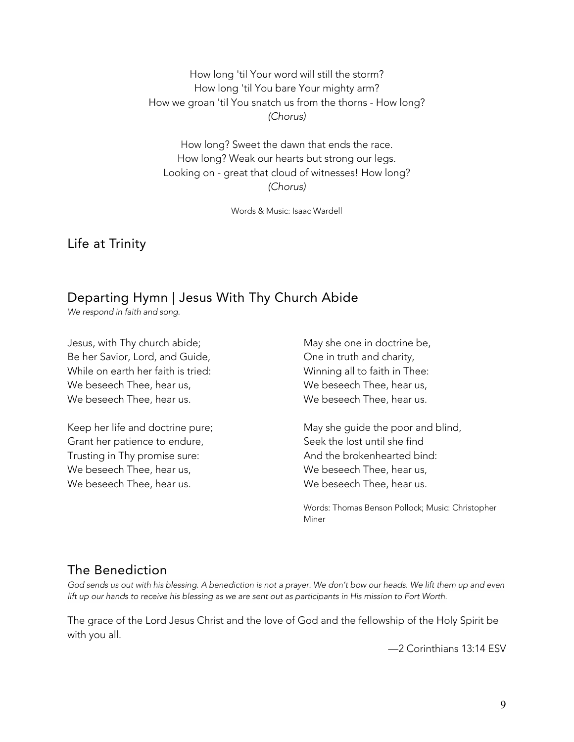How long 'til Your word will still the storm?
How long 'til You bare Your mighty arm?
How we groan 'til You snatch us from the thorns - How long?
*(Chorus)*

How long? Sweet the dawn that ends the race.
How long? Weak our hearts but strong our legs.
Looking on - great that cloud of witnesses! How long?
*(Chorus)*

Words & Music: Isaac Wardell

## Life at Trinity

## Departing Hymn | Jesus With Thy Church Abide

*We respond in faith and song.*

Jesus, with Thy church abide;
Be her Savior, Lord, and Guide,
While on earth her faith is tried:
We beseech Thee, hear us,
We beseech Thee, hear us.

Keep her life and doctrine pure;
Grant her patience to endure,
Trusting in Thy promise sure:
We beseech Thee, hear us,
We beseech Thee, hear us.

May she one in doctrine be,
One in truth and charity,
Winning all to faith in Thee:
We beseech Thee, hear us,
We beseech Thee, hear us.

May she guide the poor and blind,
Seek the lost until she find
And the brokenhearted bind:
We beseech Thee, hear us,
We beseech Thee, hear us.

Words: Thomas Benson Pollock; Music: Christopher Miner

## The Benediction

*God sends us out with his blessing. A benediction is not a prayer. We don't bow our heads. We lift them up and even lift up our hands to receive his blessing as we are sent out as participants in His mission to Fort Worth.*

The grace of the Lord Jesus Christ and the love of God and the fellowship of the Holy Spirit be with you all.

—2 Corinthians 13:14 ESV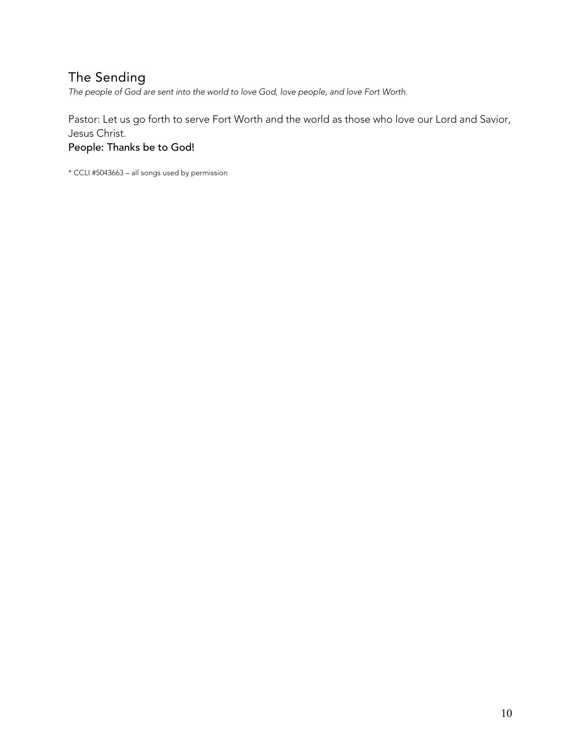## The Sending

*The people of God are sent into the world to love God, love people, and love Fort Worth.*

Pastor: Let us go forth to serve Fort Worth and the world as those who love our Lord and Savior, Jesus Christ.

**People: Thanks be to God!**

* CCLI #5043663 – all songs used by permission